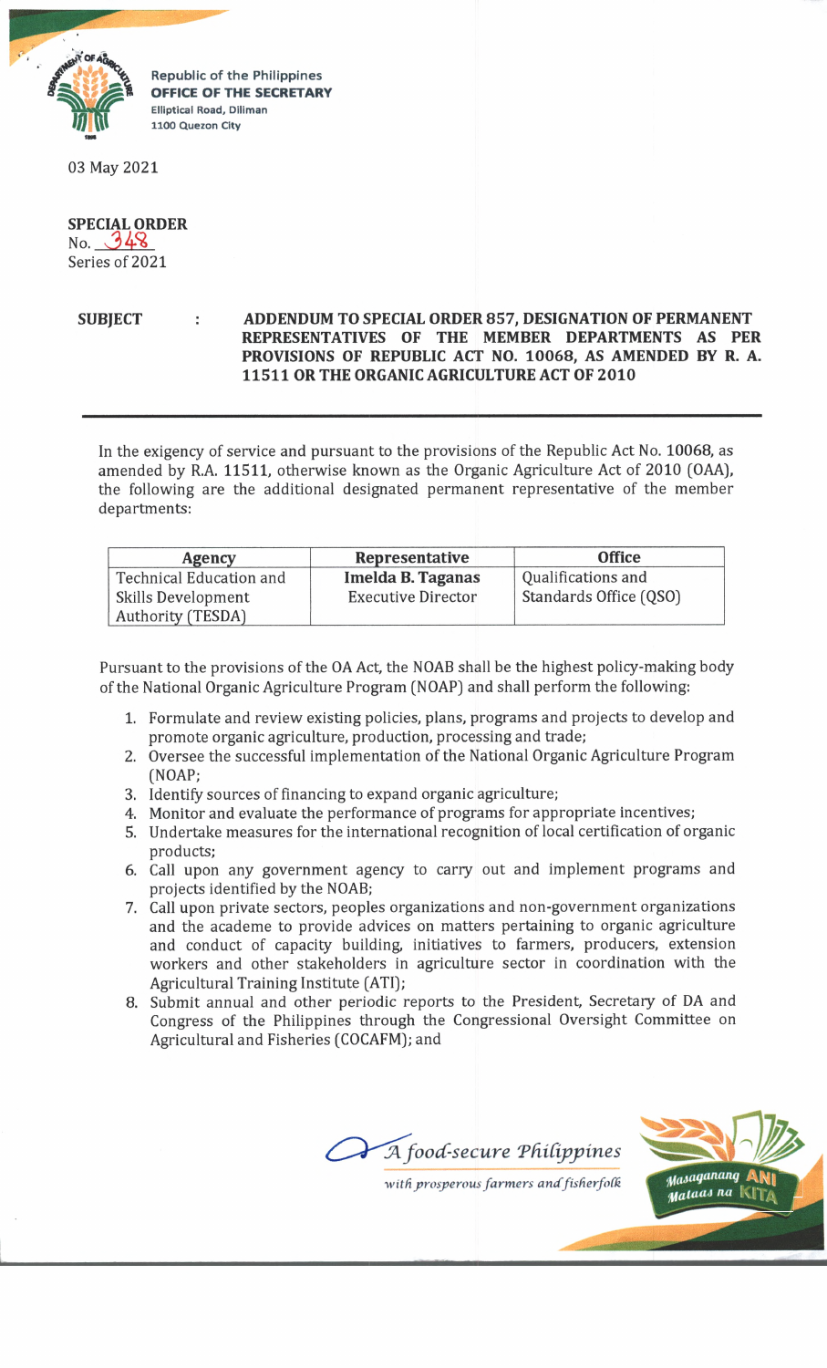Republic of the Philippines
**OFFICE OF THE SECRETARY**
Elliptical Road, Diliman
1100 Quezon City

03 May 2021

**SPECIAL ORDER**
No. 348
Series of 2021

**SUBJECT : ADDENDUM TO SPECIAL ORDER 857, DESIGNATION OF PERMANENT REPRESENTATIVES OF THE MEMBER DEPARTMENTS AS PER PROVISIONS OF REPUBLIC ACT NO. 10068, AS AMENDED BY R. A. 11511 OR THE ORGANIC AGRICULTURE ACT OF 2010**

---

In the exigency of service and pursuant to the provisions of the Republic Act No. 10068, as amended by R.A. 11511, otherwise known as the Organic Agriculture Act of 2010 (OAA), the following are the additional designated permanent representative of the member departments:

| Agency | Representative | Office |
|---|---|---|
| Technical Education and Skills Development Authority (TESDA) | **Imelda B. Taganas** Executive Director | Qualifications and Standards Office (QSO) |

Pursuant to the provisions of the OA Act, the NOAB shall be the highest policy-making body of the National Organic Agriculture Program (NOAP) and shall perform the following:

1. Formulate and review existing policies, plans, programs and projects to develop and promote organic agriculture, production, processing and trade;
2. Oversee the successful implementation of the National Organic Agriculture Program (NOAP;
3. Identify sources of financing to expand organic agriculture;
4. Monitor and evaluate the performance of programs for appropriate incentives;
5. Undertake measures for the international recognition of local certification of organic products;
6. Call upon any government agency to carry out and implement programs and projects identified by the NOAB;
7. Call upon private sectors, peoples organizations and non-government organizations and the academe to provide advices on matters pertaining to organic agriculture and conduct of capacity building, initiatives to farmers, producers, extension workers and other stakeholders in agriculture sector in coordination with the Agricultural Training Institute (ATI);
8. Submit annual and other periodic reports to the President, Secretary of DA and Congress of the Philippines through the Congressional Oversight Committee on Agricultural and Fisheries (COCAFM); and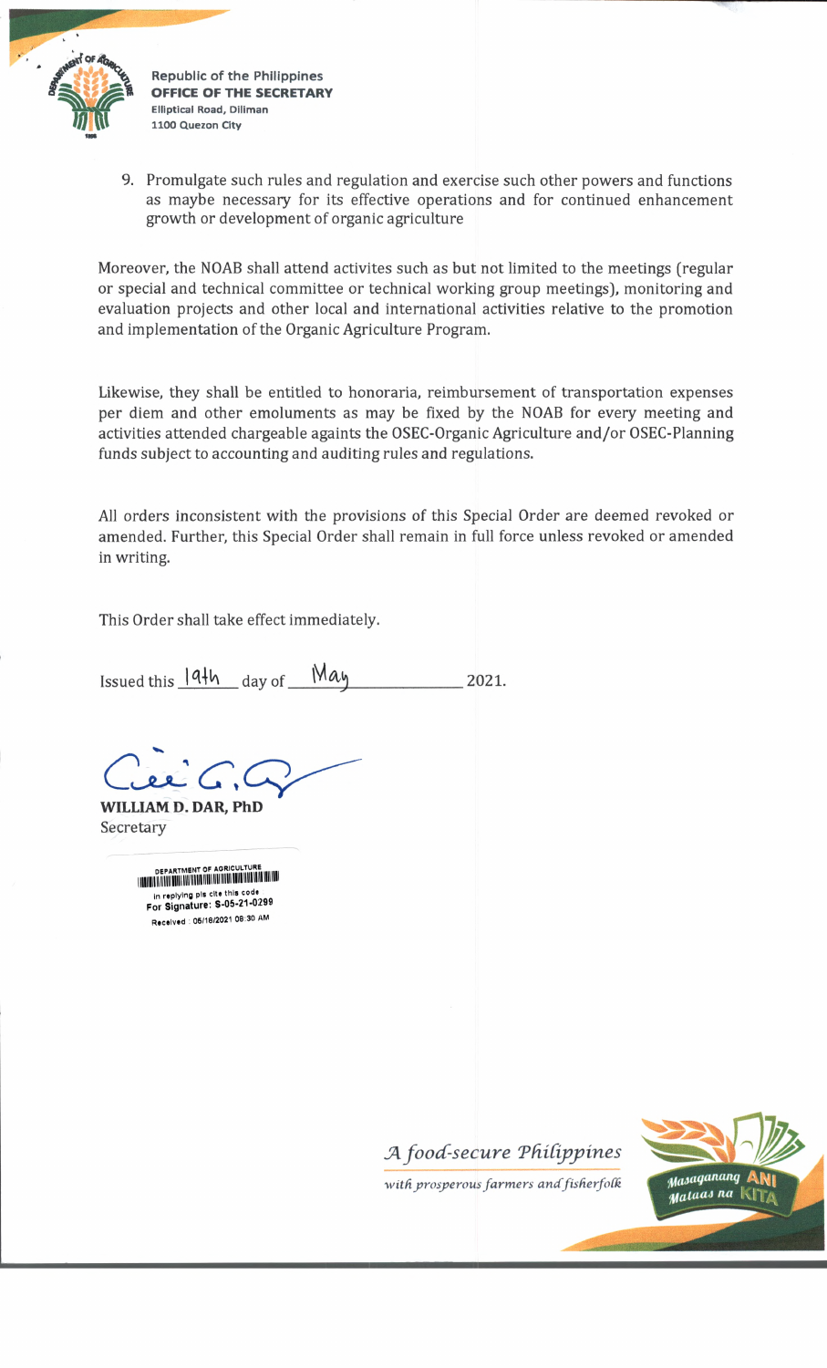9. Promulgate such rules and regulation and exercise such other powers and functions as maybe necessary for its effective operations and for continued enhancement growth or development of organic agriculture

Moreover, the NOAB shall attend activites such as but not limited to the meetings (regular or special and technical committee or technical working group meetings), monitoring and evaluation projects and other local and international activities relative to the promotion and implementation of the Organic Agriculture Program.

Likewise, they shall be entitled to honoraria, reimbursement of transportation expenses per diem and other emoluments as may be fixed by the NOAB for every meeting and activities attended chargeable againts the OSEC-Organic Agriculture and/or OSEC-Planning funds subject to accounting and auditing rules and regulations.

All orders inconsistent with the provisions of this Special Order are deemed revoked or amended. Further, this Special Order shall remain in full force unless revoked or amended in writing.

This Order shall take effect immediately.

Issued this 19th day of May 2021.

**WILLIAM D. DAR, PhD**
Secretary

DEPARTMENT OF AGRICULTURE
in replying pls cite this code
For Signature: S-05-21-0299
Received : 05/18/2021 08:30 AM